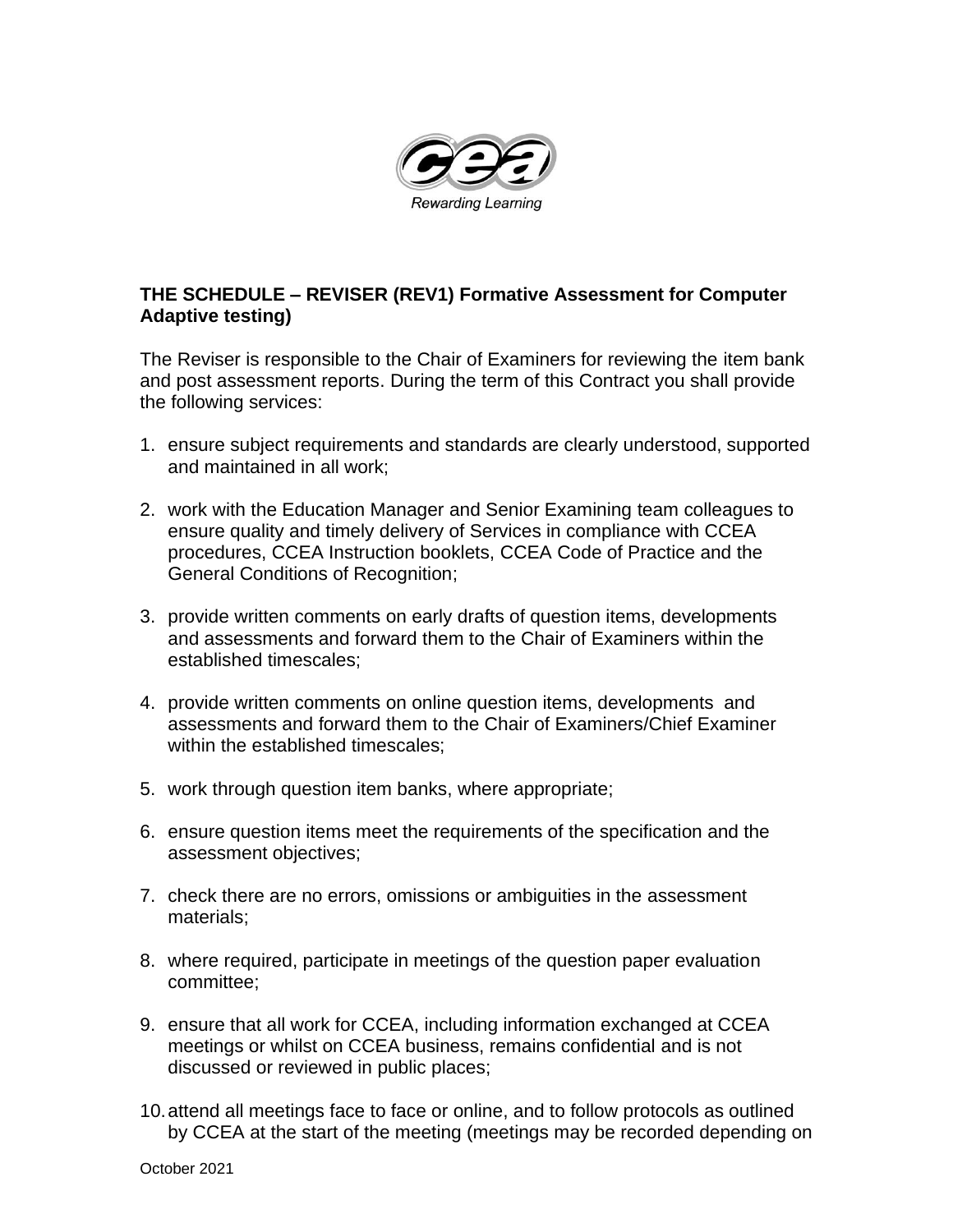**THE SCHEDULE – REVISER (REV1) Formative Assessment for Computer Adaptive testing)**

The Reviser is responsible to the Chair of Examiners for reviewing the item bank and post assessment reports. During the term of this Contract you shall provide the following services:

1. ensure subject requirements and standards are clearly understood, supported and maintained in all work;

2. work with the Education Manager and Senior Examining team colleagues to ensure quality and timely delivery of Services in compliance with CCEA procedures, CCEA Instruction booklets, CCEA Code of Practice and the General Conditions of Recognition;

3. provide written comments on early drafts of question items, developments and assessments and forward them to the Chair of Examiners within the established timescales;

4. provide written comments on online question items, developments and assessments and forward them to the Chair of Examiners/Chief Examiner within the established timescales;

5. work through question item banks, where appropriate;

6. ensure question items meet the requirements of the specification and the assessment objectives;

7. check there are no errors, omissions or ambiguities in the assessment materials;

8. where required, participate in meetings of the question paper evaluation committee;

9. ensure that all work for CCEA, including information exchanged at CCEA meetings or whilst on CCEA business, remains confidential and is not discussed or reviewed in public places;

10. attend all meetings face to face or online, and to follow protocols as outlined by CCEA at the start of the meeting (meetings may be recorded depending on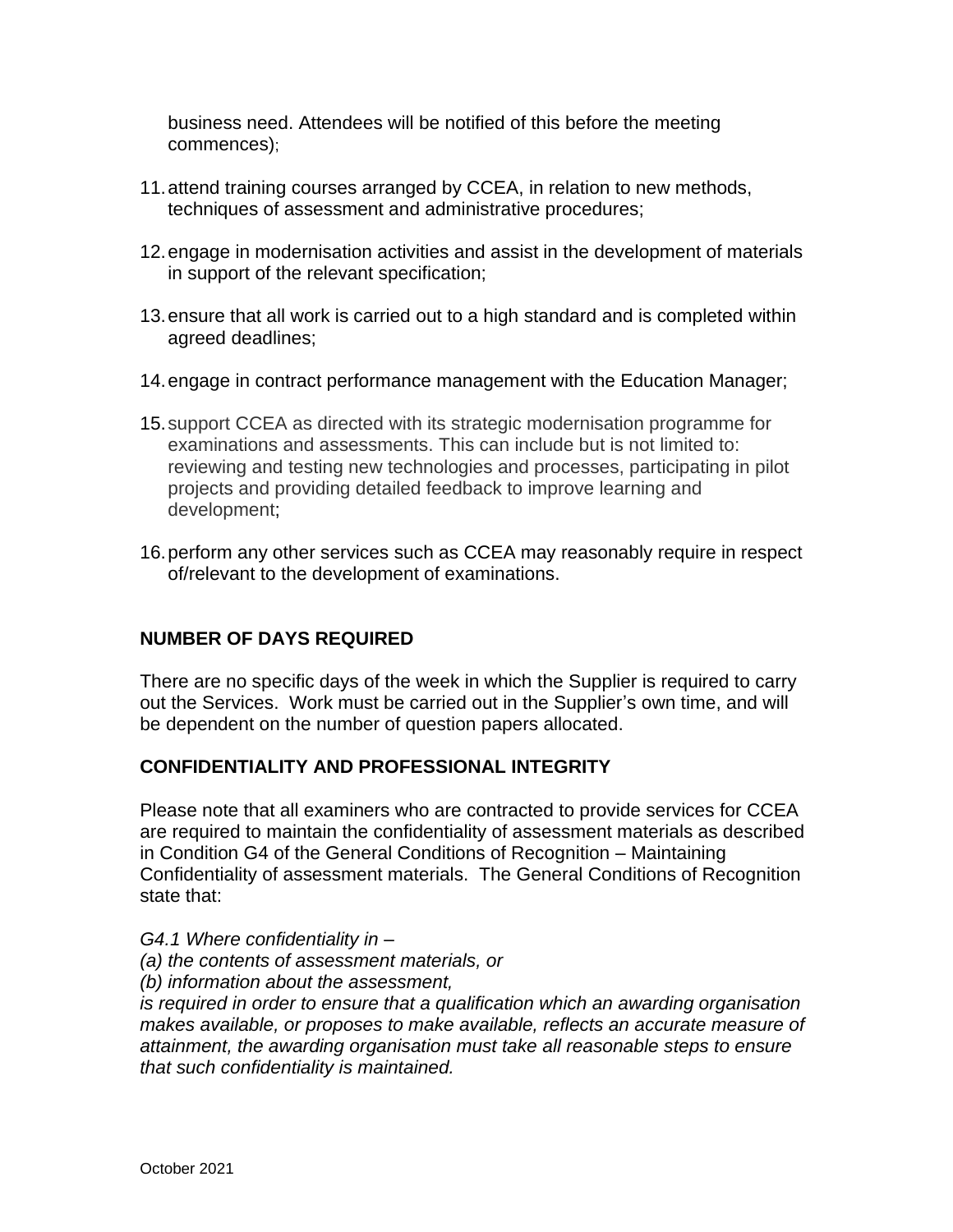business need. Attendees will be notified of this before the meeting commences);

11. attend training courses arranged by CCEA, in relation to new methods, techniques of assessment and administrative procedures;

12. engage in modernisation activities and assist in the development of materials in support of the relevant specification;

13. ensure that all work is carried out to a high standard and is completed within agreed deadlines;

14. engage in contract performance management with the Education Manager;

15. support CCEA as directed with its strategic modernisation programme for examinations and assessments. This can include but is not limited to: reviewing and testing new technologies and processes, participating in pilot projects and providing detailed feedback to improve learning and development;

16. perform any other services such as CCEA may reasonably require in respect of/relevant to the development of examinations.

## NUMBER OF DAYS REQUIRED

There are no specific days of the week in which the Supplier is required to carry out the Services. Work must be carried out in the Supplier's own time, and will be dependent on the number of question papers allocated.

## CONFIDENTIALITY AND PROFESSIONAL INTEGRITY

Please note that all examiners who are contracted to provide services for CCEA are required to maintain the confidentiality of assessment materials as described in Condition G4 of the General Conditions of Recognition – Maintaining Confidentiality of assessment materials. The General Conditions of Recognition state that:

*G4.1 Where confidentiality in –*
*(a) the contents of assessment materials, or*
*(b) information about the assessment,*
*is required in order to ensure that a qualification which an awarding organisation makes available, or proposes to make available, reflects an accurate measure of attainment, the awarding organisation must take all reasonable steps to ensure that such confidentiality is maintained.*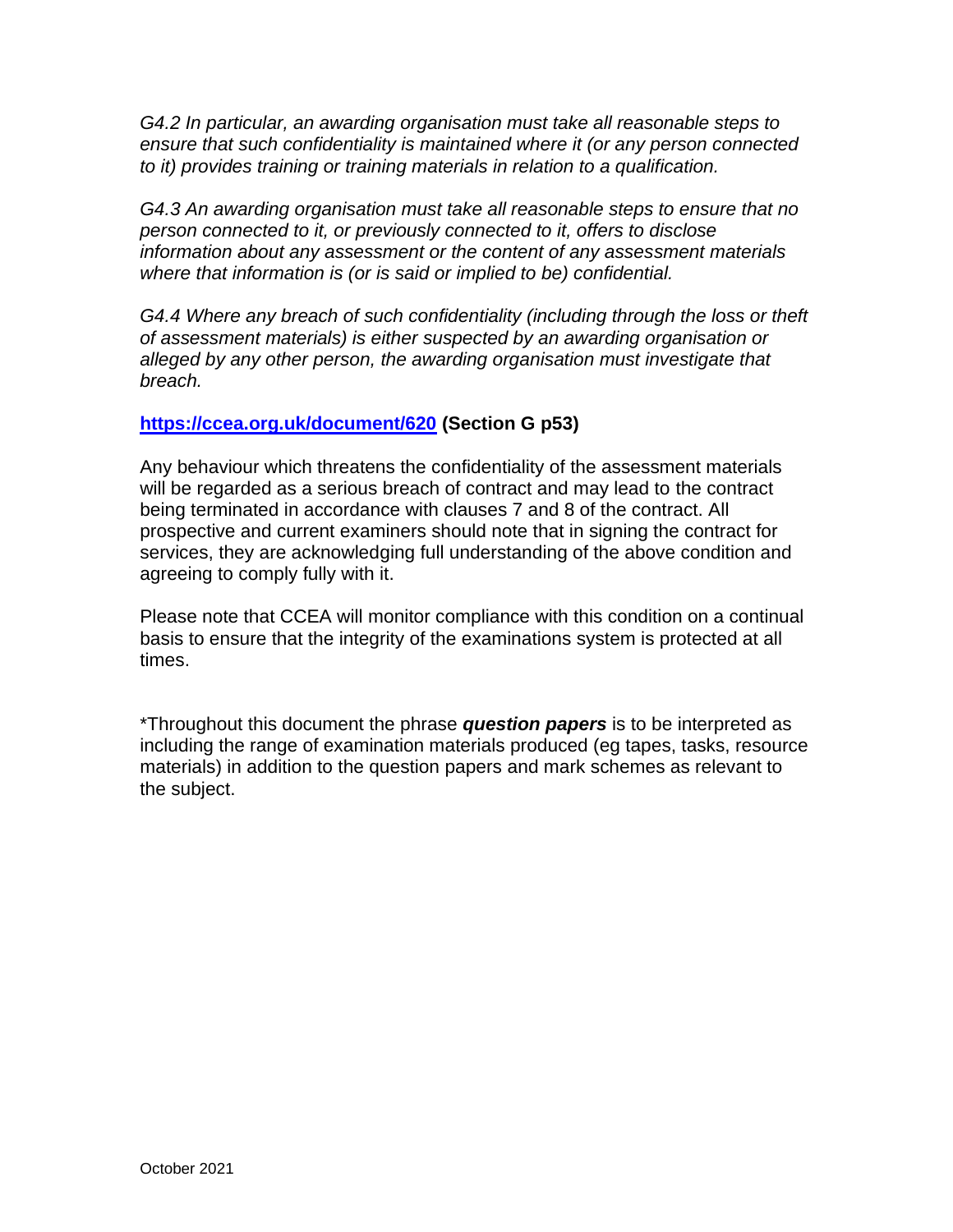*G4.2 In particular, an awarding organisation must take all reasonable steps to ensure that such confidentiality is maintained where it (or any person connected to it) provides training or training materials in relation to a qualification.*

*G4.3 An awarding organisation must take all reasonable steps to ensure that no person connected to it, or previously connected to it, offers to disclose information about any assessment or the content of any assessment materials where that information is (or is said or implied to be) confidential.*

*G4.4 Where any breach of such confidentiality (including through the loss or theft of assessment materials) is either suspected by an awarding organisation or alleged by any other person, the awarding organisation must investigate that breach.*

**[https://ccea.org.uk/document/620](https://ccea.org.uk/document/620) (Section G p53)**

Any behaviour which threatens the confidentiality of the assessment materials will be regarded as a serious breach of contract and may lead to the contract being terminated in accordance with clauses 7 and 8 of the contract. All prospective and current examiners should note that in signing the contract for services, they are acknowledging full understanding of the above condition and agreeing to comply fully with it.

Please note that CCEA will monitor compliance with this condition on a continual basis to ensure that the integrity of the examinations system is protected at all times.

*Throughout this document the phrase ***question papers*** is to be interpreted as including the range of examination materials produced (eg tapes, tasks, resource materials) in addition to the question papers and mark schemes as relevant to the subject.

October 2021